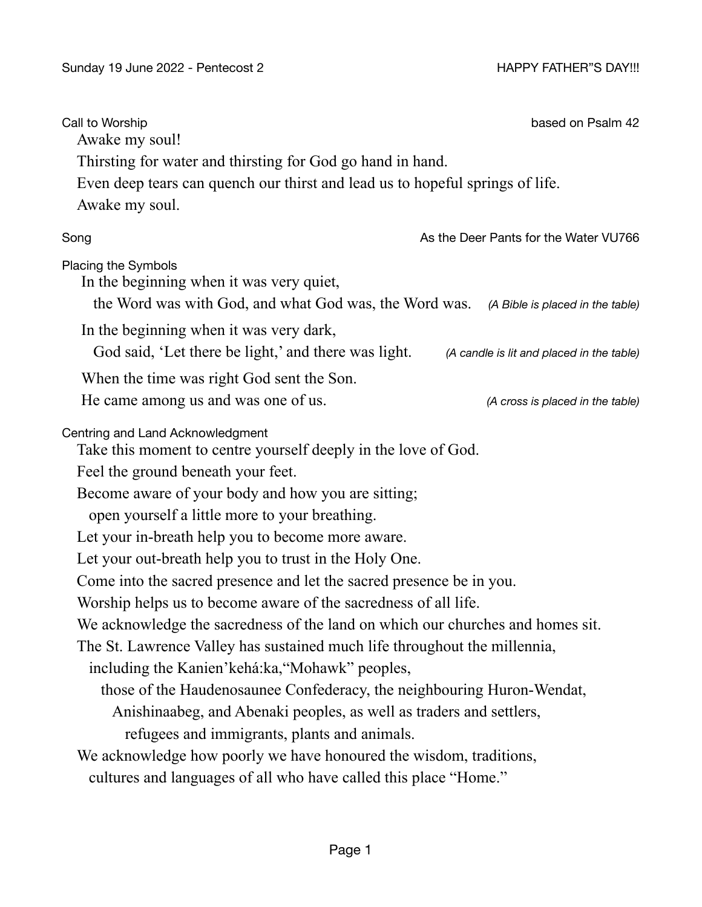Sunday 19 June 2022 - Pentecost 2 HAPPY FATHER"S DAY!!!

### Call to Worship

*based on Psalm 42*

Awake my soul!
Thirsting for water and thirsting for God go hand in hand.
Even deep tears can quench our thirst and lead us to hopeful springs of life.
Awake my soul.

### Song

As the Deer Pants for the Water VU766

### Placing the Symbols

In the beginning when it was very quiet,
the Word was with God, and what God was, the Word was. *(A Bible is placed in the table)*

In the beginning when it was very dark,
God said, 'Let there be light,' and there was light. *(A candle is lit and placed in the table)*

When the time was right God sent the Son.
He came among us and was one of us. *(A cross is placed in the table)*

### Centring and Land Acknowledgment

Take this moment to centre yourself deeply in the love of God.
Feel the ground beneath your feet.
Become aware of your body and how you are sitting;
open yourself a little more to your breathing.
Let your in-breath help you to become more aware.
Let your out-breath help you to trust in the Holy One.
Come into the sacred presence and let the sacred presence be in you.
Worship helps us to become aware of the sacredness of all life.
We acknowledge the sacredness of the land on which our churches and homes sit.
The St. Lawrence Valley has sustained much life throughout the millennia,
including the Kanien'kehá:ka,"Mohawk" peoples,
those of the Haudenosaunee Confederacy, the neighbouring Huron-Wendat,
Anishinaabeg, and Abenaki peoples, as well as traders and settlers,
refugees and immigrants, plants and animals.
We acknowledge how poorly we have honoured the wisdom, traditions,
cultures and languages of all who have called this place "Home."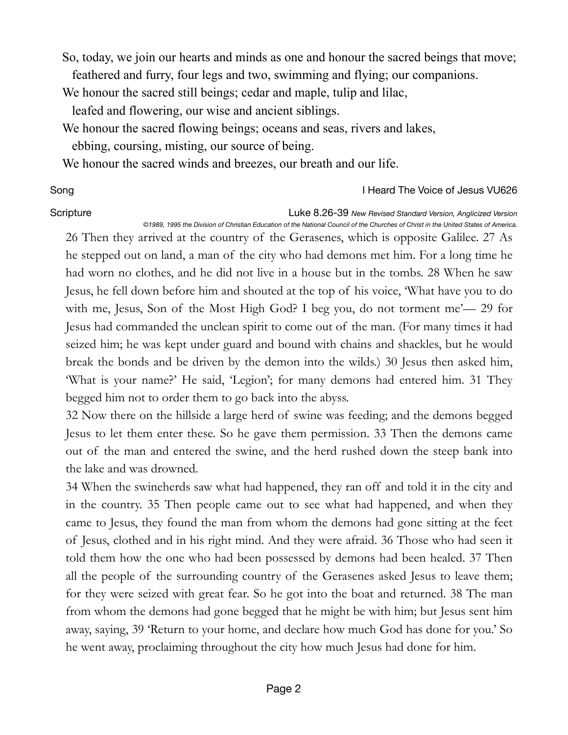So, today, we join our hearts and minds as one and honour the sacred beings that move;
feathered and furry, four legs and two, swimming and flying; our companions.
We honour the sacred still beings; cedar and maple, tulip and lilac,
leafed and flowering, our wise and ancient siblings.
We honour the sacred flowing beings; oceans and seas, rivers and lakes,
ebbing, coursing, misting, our source of being.
We honour the sacred winds and breezes, our breath and our life.

Song — I Heard The Voice of Jesus VU626

Scripture — Luke 8.26-39 *New Revised Standard Version, Anglicized Version*

*©1989, 1995 the Division of Christian Education of the National Council of the Churches of Christ in the United States of America.*

26 Then they arrived at the country of the Gerasenes, which is opposite Galilee. 27 As he stepped out on land, a man of the city who had demons met him. For a long time he had worn no clothes, and he did not live in a house but in the tombs. 28 When he saw Jesus, he fell down before him and shouted at the top of his voice, 'What have you to do with me, Jesus, Son of the Most High God? I beg you, do not torment me'— 29 for Jesus had commanded the unclean spirit to come out of the man. (For many times it had seized him; he was kept under guard and bound with chains and shackles, but he would break the bonds and be driven by the demon into the wilds.) 30 Jesus then asked him, 'What is your name?' He said, 'Legion'; for many demons had entered him. 31 They begged him not to order them to go back into the abyss.

32 Now there on the hillside a large herd of swine was feeding; and the demons begged Jesus to let them enter these. So he gave them permission. 33 Then the demons came out of the man and entered the swine, and the herd rushed down the steep bank into the lake and was drowned.

34 When the swineherds saw what had happened, they ran off and told it in the city and in the country. 35 Then people came out to see what had happened, and when they came to Jesus, they found the man from whom the demons had gone sitting at the feet of Jesus, clothed and in his right mind. And they were afraid. 36 Those who had seen it told them how the one who had been possessed by demons had been healed. 37 Then all the people of the surrounding country of the Gerasenes asked Jesus to leave them; for they were seized with great fear. So he got into the boat and returned. 38 The man from whom the demons had gone begged that he might be with him; but Jesus sent him away, saying, 39 'Return to your home, and declare how much God has done for you.' So he went away, proclaiming throughout the city how much Jesus had done for him.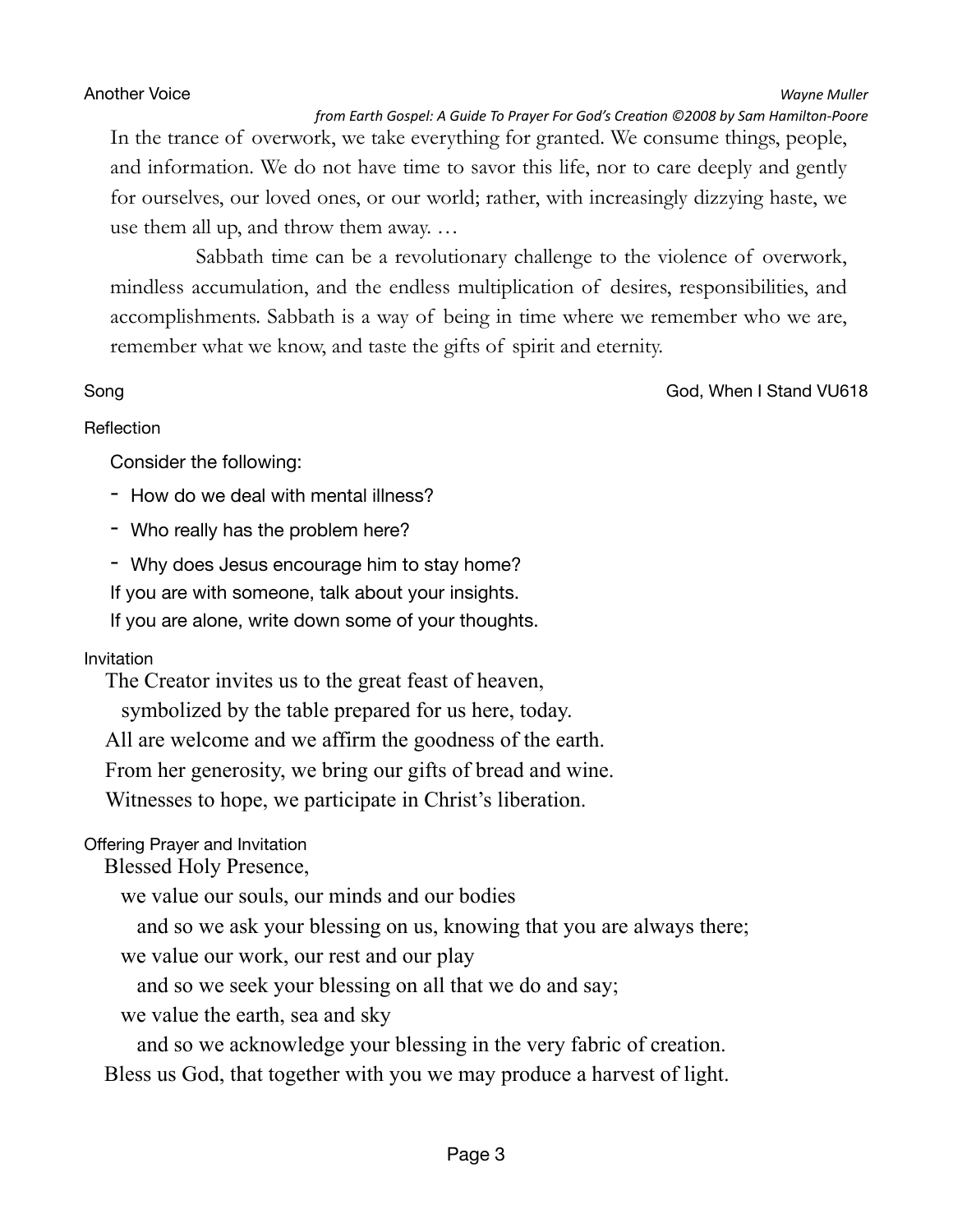### Another Voice

*Wayne Muller*
*from Earth Gospel: A Guide To Prayer For God's Creation ©2008 by Sam Hamilton-Poore*

In the trance of overwork, we take everything for granted. We consume things, people, and information. We do not have time to savor this life, nor to care deeply and gently for ourselves, our loved ones, or our world; rather, with increasingly dizzying haste, we use them all up, and throw them away. …

Sabbath time can be a revolutionary challenge to the violence of overwork, mindless accumulation, and the endless multiplication of desires, responsibilities, and accomplishments. Sabbath is a way of being in time where we remember who we are, remember what we know, and taste the gifts of spirit and eternity.

### Song

God, When I Stand VU618

### Reflection

Consider the following:

- How do we deal with mental illness?
- Who really has the problem here?
- Why does Jesus encourage him to stay home?

If you are with someone, talk about your insights.
If you are alone, write down some of your thoughts.

### Invitation

The Creator invites us to the great feast of heaven,
  symbolized by the table prepared for us here, today.
All are welcome and we affirm the goodness of the earth.
From her generosity, we bring our gifts of bread and wine.
Witnesses to hope, we participate in Christ's liberation.

### Offering Prayer and Invitation

Blessed Holy Presence,
  we value our souls, our minds and our bodies
    and so we ask your blessing on us, knowing that you are always there;
  we value our work, our rest and our play
    and so we seek your blessing on all that we do and say;
  we value the earth, sea and sky
    and so we acknowledge your blessing in the very fabric of creation.
Bless us God, that together with you we may produce a harvest of light.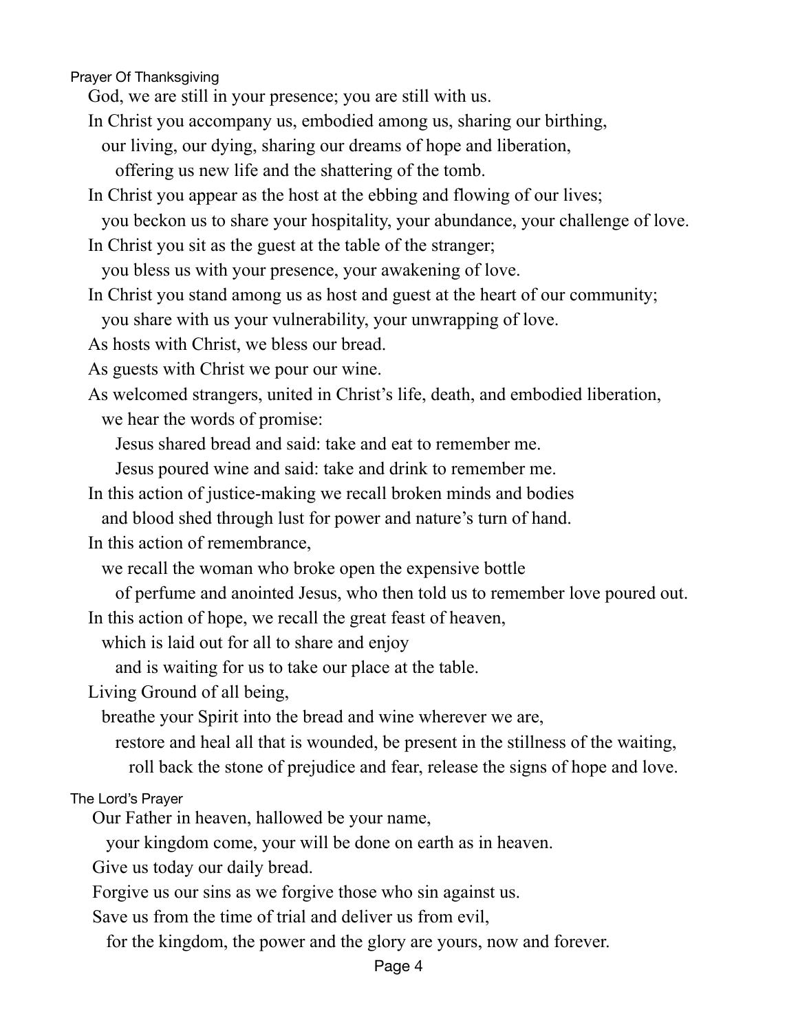### Prayer Of Thanksgiving

God, we are still in your presence; you are still with us.  
In Christ you accompany us, embodied among us, sharing our birthing,  
our living, our dying, sharing our dreams of hope and liberation,  
offering us new life and the shattering of the tomb.  
In Christ you appear as the host at the ebbing and flowing of our lives;  
you beckon us to share your hospitality, your abundance, your challenge of love.  
In Christ you sit as the guest at the table of the stranger;  
you bless us with your presence, your awakening of love.  
In Christ you stand among us as host and guest at the heart of our community;  
you share with us your vulnerability, your unwrapping of love.  
As hosts with Christ, we bless our bread.  
As guests with Christ we pour our wine.  
As welcomed strangers, united in Christ's life, death, and embodied liberation,  
we hear the words of promise:  
Jesus shared bread and said: take and eat to remember me.  
Jesus poured wine and said: take and drink to remember me.  
In this action of justice-making we recall broken minds and bodies  
and blood shed through lust for power and nature's turn of hand.  
In this action of remembrance,  
we recall the woman who broke open the expensive bottle  
of perfume and anointed Jesus, who then told us to remember love poured out.  
In this action of hope, we recall the great feast of heaven,  
which is laid out for all to share and enjoy  
and is waiting for us to take our place at the table.  
Living Ground of all being,  
breathe your Spirit into the bread and wine wherever we are,  
restore and heal all that is wounded, be present in the stillness of the waiting,  
roll back the stone of prejudice and fear, release the signs of hope and love.

### The Lord's Prayer

Our Father in heaven, hallowed be your name,  
your kingdom come, your will be done on earth as in heaven.  
Give us today our daily bread.  
Forgive us our sins as we forgive those who sin against us.  
Save us from the time of trial and deliver us from evil,  
for the kingdom, the power and the glory are yours, now and forever.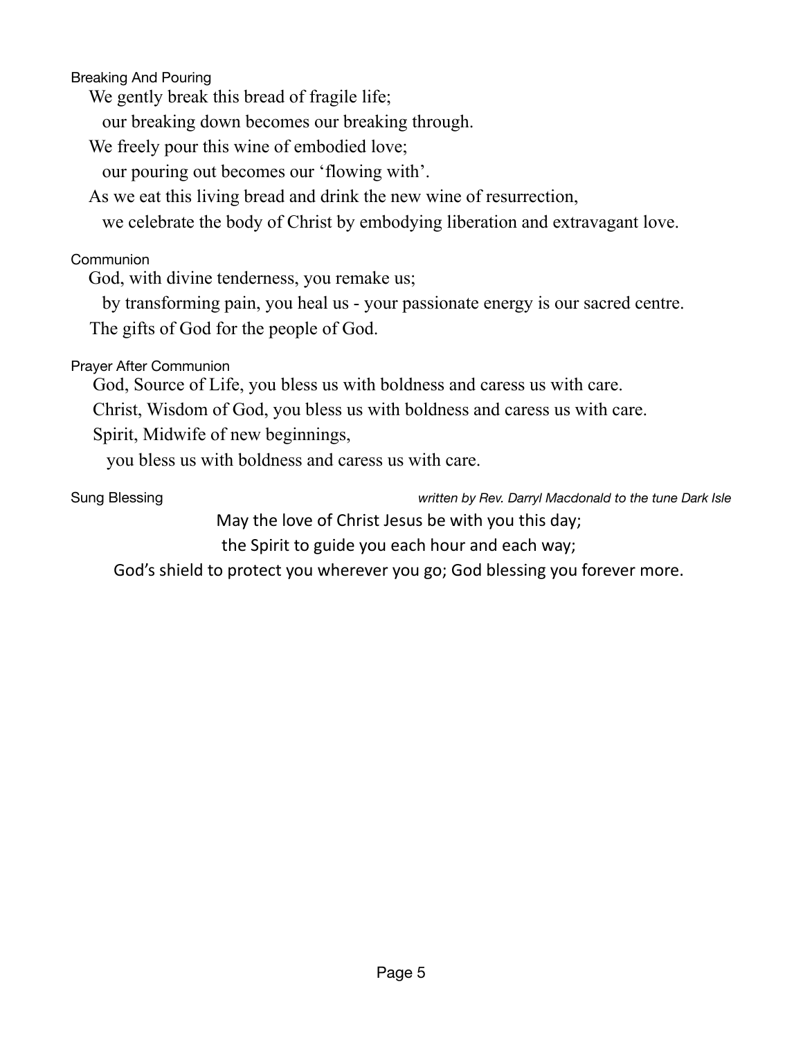### Breaking And Pouring

We gently break this bread of fragile life;
our breaking down becomes our breaking through.
We freely pour this wine of embodied love;
our pouring out becomes our ‘flowing with’.
As we eat this living bread and drink the new wine of resurrection,
we celebrate the body of Christ by embodying liberation and extravagant love.

### Communion

God, with divine tenderness, you remake us;
by transforming pain, you heal us - your passionate energy is our sacred centre.
The gifts of God for the people of God.

### Prayer After Communion

God, Source of Life, you bless us with boldness and caress us with care.
Christ, Wisdom of God, you bless us with boldness and caress us with care.
Spirit, Midwife of new beginnings,
you bless us with boldness and caress us with care.

### Sung Blessing

*written by Rev. Darryl Macdonald to the tune Dark Isle*

May the love of Christ Jesus be with you this day;
the Spirit to guide you each hour and each way;
God’s shield to protect you wherever you go; God blessing you forever more.